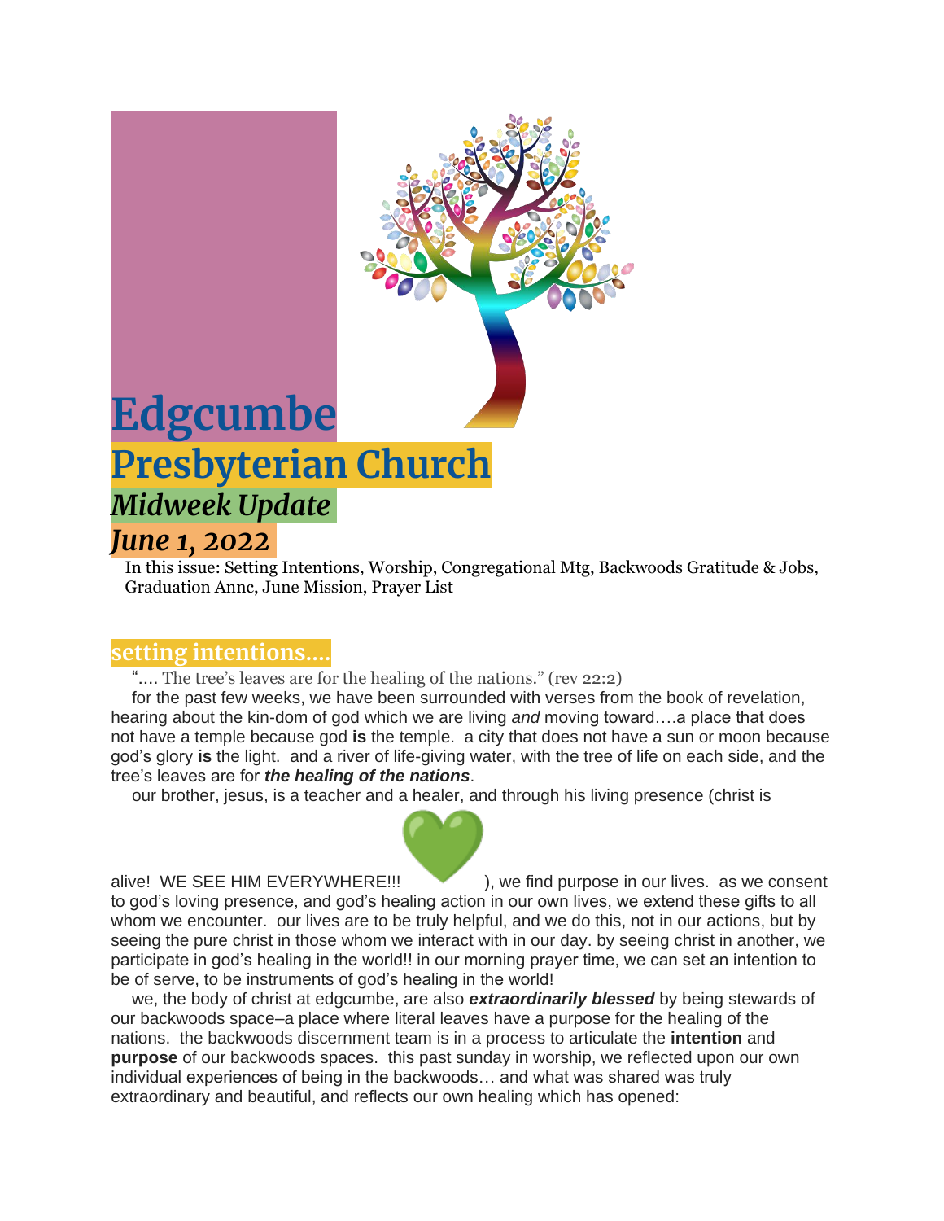# Edgcumbe Presbyterian Church

## *Midweek Update*

## *June 1, 2022*

In this issue: Setting Intentions, Worship, Congregational Mtg, Backwoods Gratitude & Jobs, Graduation Annc, June Mission, Prayer List

## setting intentions….

"…. The tree's leaves are for the healing of the nations." (rev 22:2)

for the past few weeks, we have been surrounded with verses from the book of revelation, hearing about the kin-dom of god which we are living *and* moving toward….a place that does not have a temple because god **is** the temple. a city that does not have a sun or moon because god's glory **is** the light. and a river of life-giving water, with the tree of life on each side, and the tree's leaves are for ***the healing of the nations***.

our brother, jesus, is a teacher and a healer, and through his living presence (christ is alive! WE SEE HIM EVERYWHERE!!! 💚), we find purpose in our lives. as we consent to god's loving presence, and god's healing action in our own lives, we extend these gifts to all whom we encounter. our lives are to be truly helpful, and we do this, not in our actions, but by seeing the pure christ in those whom we interact with in our day. by seeing christ in another, we participate in god's healing in the world!! in our morning prayer time, we can set an intention to be of serve, to be instruments of god's healing in the world!

we, the body of christ at edgcumbe, are also ***extraordinarily blessed*** by being stewards of our backwoods space–a place where literal leaves have a purpose for the healing of the nations. the backwoods discernment team is in a process to articulate the **intention** and **purpose** of our backwoods spaces. this past sunday in worship, we reflected upon our own individual experiences of being in the backwoods… and what was shared was truly extraordinary and beautiful, and reflects our own healing which has opened: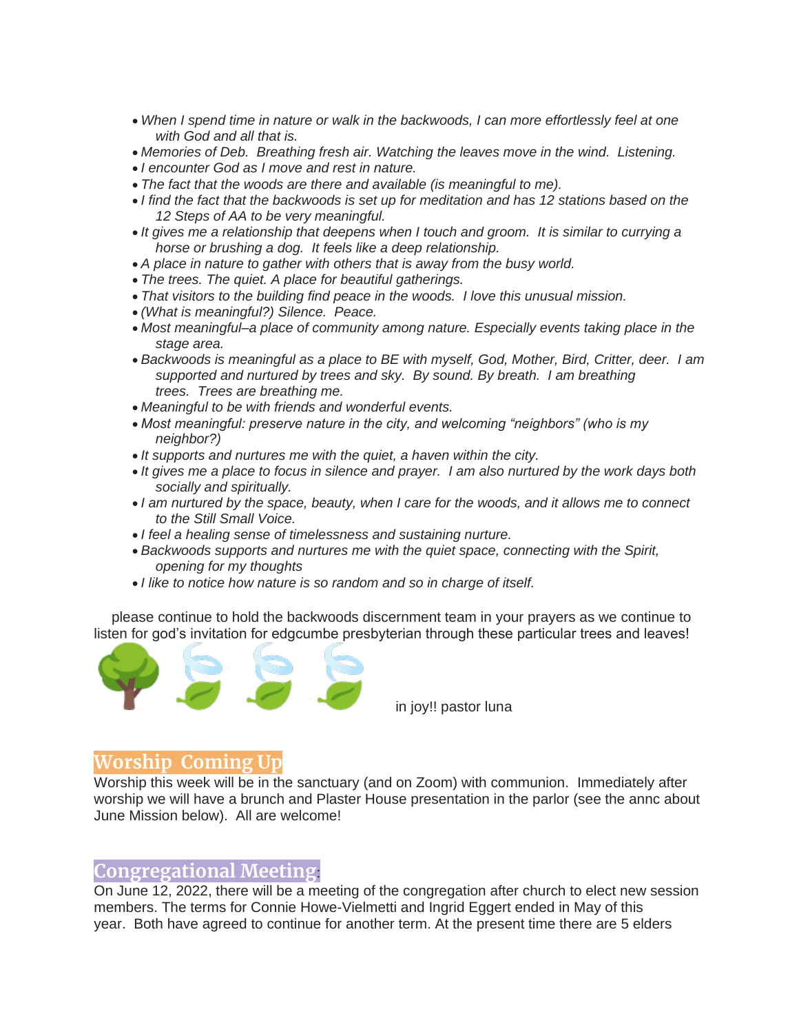- *When I spend time in nature or walk in the backwoods, I can more effortlessly feel at one with God and all that is.*
- *Memories of Deb. Breathing fresh air. Watching the leaves move in the wind. Listening.*
- *I encounter God as I move and rest in nature.*
- *The fact that the woods are there and available (is meaningful to me).*
- *I find the fact that the backwoods is set up for meditation and has 12 stations based on the 12 Steps of AA to be very meaningful.*
- *It gives me a relationship that deepens when I touch and groom. It is similar to currying a horse or brushing a dog. It feels like a deep relationship.*
- *A place in nature to gather with others that is away from the busy world.*
- *The trees. The quiet. A place for beautiful gatherings.*
- *That visitors to the building find peace in the woods. I love this unusual mission.*
- *(What is meaningful?) Silence. Peace.*
- *Most meaningful–a place of community among nature. Especially events taking place in the stage area.*
- *Backwoods is meaningful as a place to BE with myself, God, Mother, Bird, Critter, deer. I am supported and nurtured by trees and sky. By sound. By breath. I am breathing trees. Trees are breathing me.*
- *Meaningful to be with friends and wonderful events.*
- *Most meaningful: preserve nature in the city, and welcoming "neighbors" (who is my neighbor?)*
- *It supports and nurtures me with the quiet, a haven within the city.*
- *It gives me a place to focus in silence and prayer. I am also nurtured by the work days both socially and spiritually.*
- *I am nurtured by the space, beauty, when I care for the woods, and it allows me to connect to the Still Small Voice.*
- *I feel a healing sense of timelessness and sustaining nurture.*
- *Backwoods supports and nurtures me with the quiet space, connecting with the Spirit, opening for my thoughts*
- *I like to notice how nature is so random and so in charge of itself.*

please continue to hold the backwoods discernment team in your prayers as we continue to listen for god's invitation for edgcumbe presbyterian through these particular trees and leaves!

🌳🍃🍃🍃 in joy!! pastor luna

## Worship Coming Up

Worship this week will be in the sanctuary (and on Zoom) with communion. Immediately after worship we will have a brunch and Plaster House presentation in the parlor (see the annc about June Mission below). All are welcome!

## Congregational Meeting:

On June 12, 2022, there will be a meeting of the congregation after church to elect new session members. The terms for Connie Howe-Vielmetti and Ingrid Eggert ended in May of this year. Both have agreed to continue for another term. At the present time there are 5 elders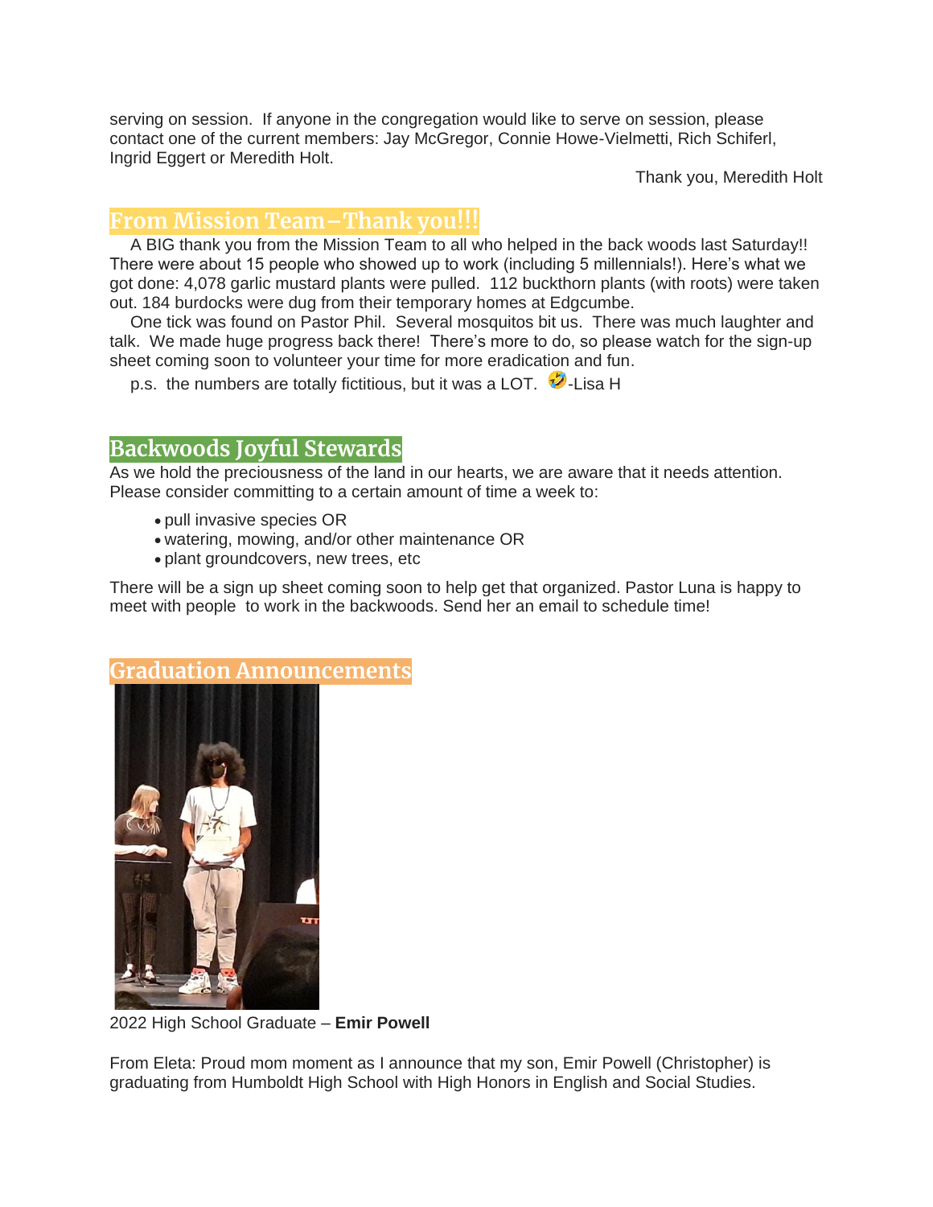serving on session. If anyone in the congregation would like to serve on session, please contact one of the current members: Jay McGregor, Connie Howe-Vielmetti, Rich Schiferl, Ingrid Eggert or Meredith Holt.

Thank you, Meredith Holt

## From Mission Team – Thank you!!!

A BIG thank you from the Mission Team to all who helped in the back woods last Saturday!! There were about 15 people who showed up to work (including 5 millennials!). Here's what we got done: 4,078 garlic mustard plants were pulled. 112 buckthorn plants (with roots) were taken out. 184 burdocks were dug from their temporary homes at Edgcumbe.

One tick was found on Pastor Phil. Several mosquitos bit us. There was much laughter and talk. We made huge progress back there! There's more to do, so please watch for the sign-up sheet coming soon to volunteer your time for more eradication and fun.

p.s. the numbers are totally fictitious, but it was a LOT. 🤣-Lisa H

## Backwoods Joyful Stewards

As we hold the preciousness of the land in our hearts, we are aware that it needs attention. Please consider committing to a certain amount of time a week to:

- pull invasive species OR
- watering, mowing, and/or other maintenance OR
- plant groundcovers, new trees, etc

There will be a sign up sheet coming soon to help get that organized. Pastor Luna is happy to meet with people to work in the backwoods. Send her an email to schedule time!

## Graduation Announcements

2022 High School Graduate – **Emir Powell**

From Eleta: Proud mom moment as I announce that my son, Emir Powell (Christopher) is graduating from Humboldt High School with High Honors in English and Social Studies.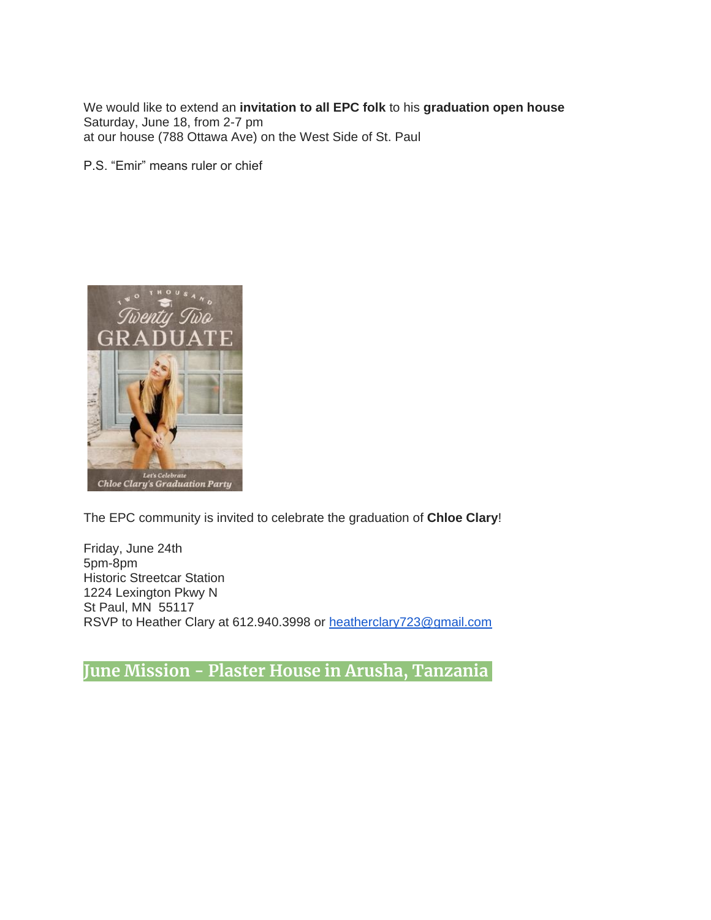We would like to extend an **invitation to all EPC folk** to his **graduation open house**
Saturday, June 18, from 2-7 pm
at our house (788 Ottawa Ave) on the West Side of St. Paul

P.S. "Emir" means ruler or chief

The EPC community is invited to celebrate the graduation of **Chloe Clary**!

Friday, June 24th
5pm-8pm
Historic Streetcar Station
1224 Lexington Pkwy N
St Paul, MN 55117
RSVP to Heather Clary at 612.940.3998 or heatherclary723@gmail.com

## June Mission - Plaster House in Arusha, Tanzania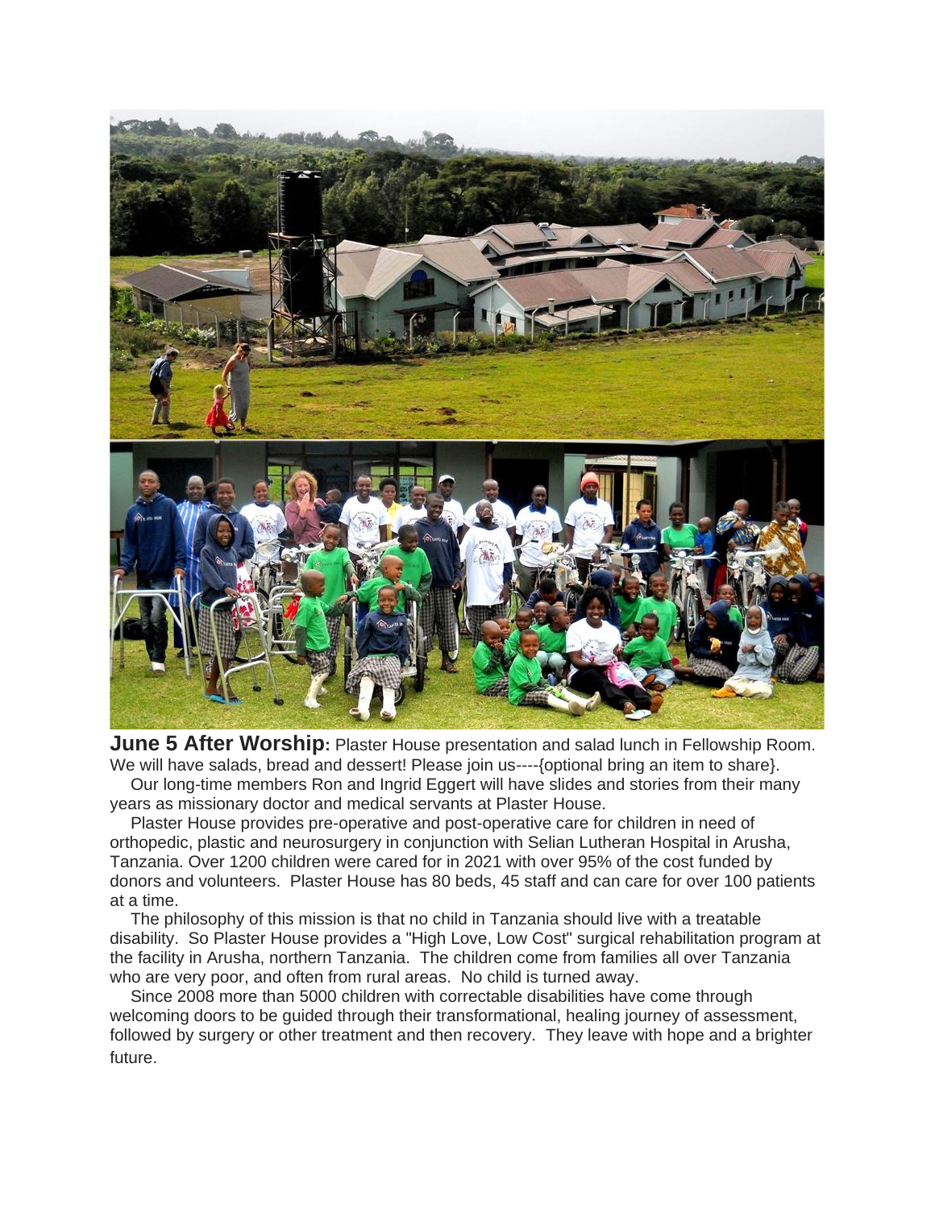**June 5 After Worship:** Plaster House presentation and salad lunch in Fellowship Room. We will have salads, bread and dessert! Please join us----{optional bring an item to share}.

Our long-time members Ron and Ingrid Eggert will have slides and stories from their many years as missionary doctor and medical servants at Plaster House.

Plaster House provides pre-operative and post-operative care for children in need of orthopedic, plastic and neurosurgery in conjunction with Selian Lutheran Hospital in Arusha, Tanzania. Over 1200 children were cared for in 2021 with over 95% of the cost funded by donors and volunteers. Plaster House has 80 beds, 45 staff and can care for over 100 patients at a time.

The philosophy of this mission is that no child in Tanzania should live with a treatable disability. So Plaster House provides a "High Love, Low Cost" surgical rehabilitation program at the facility in Arusha, northern Tanzania. The children come from families all over Tanzania who are very poor, and often from rural areas. No child is turned away.

Since 2008 more than 5000 children with correctable disabilities have come through welcoming doors to be guided through their transformational, healing journey of assessment, followed by surgery or other treatment and then recovery. They leave with hope and a brighter future.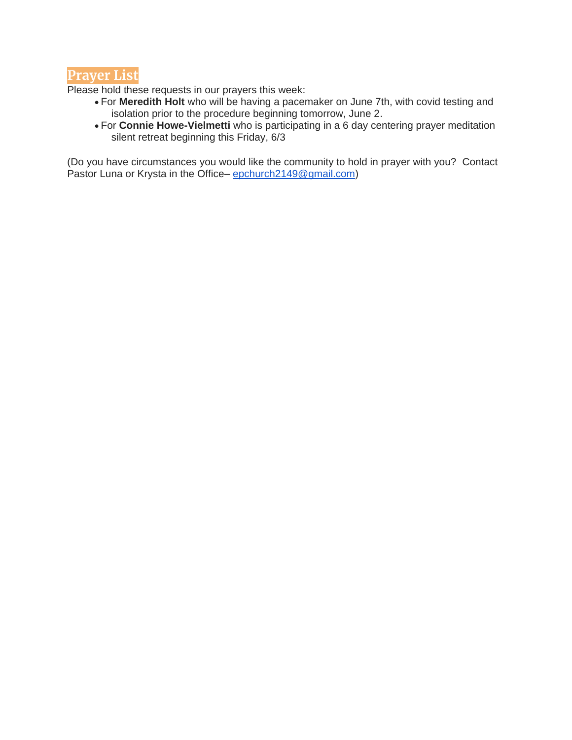## Prayer List

Please hold these requests in our prayers this week:

- For **Meredith Holt** who will be having a pacemaker on June 7th, with covid testing and isolation prior to the procedure beginning tomorrow, June 2.
- For **Connie Howe-Vielmetti** who is participating in a 6 day centering prayer meditation silent retreat beginning this Friday, 6/3

(Do you have circumstances you would like the community to hold in prayer with you? Contact Pastor Luna or Krysta in the Office– epchurch2149@gmail.com)